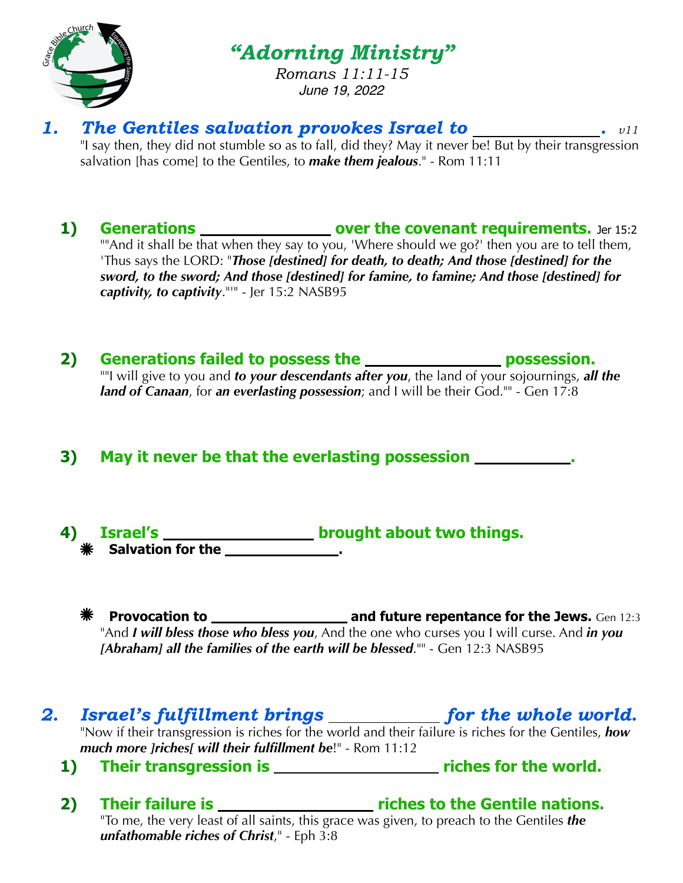# *"Adorning Ministry"*

*Romans 11:11-15*
*June 19, 2022*

## *1. The Gentiles salvation provokes Israel to \_\_\_\_\_\_\_\_\_\_\_\_\_\_\_.* *v11*

"I say then, they did not stumble so as to fall, did they? May it never be! But by their transgression salvation [has come] to the Gentiles, to ***make them jealous***." - Rom 11:11

### 1) Generations \_\_\_\_\_\_\_\_\_\_\_\_\_\_\_ over the covenant requirements. Jer 15:2

""And it shall be that when they say to you, 'Where should we go?' then you are to tell them, 'Thus says the LORD: "***Those [destined] for death, to death; And those [destined] for the sword, to the sword; And those [destined] for famine, to famine; And those [destined] for captivity, to captivity***."'" - Jer 15:2 NASB95

### 2) Generations failed to possess the \_\_\_\_\_\_\_\_\_\_\_\_\_\_\_ possession.

""I will give to you and ***to your descendants after you***, the land of your sojournings, ***all the land of Canaan***, for ***an everlasting possession***; and I will be their God."" - Gen 17:8

### 3) May it never be that the everlasting possession \_\_\_\_\_\_\_\_\_\_\_.

### 4) Israel's \_\_\_\_\_\_\_\_\_\_\_\_\_\_\_\_\_\_ brought about two things.

- **Salvation for the \_\_\_\_\_\_\_\_\_\_\_\_\_\_\_.**
- **Provocation to \_\_\_\_\_\_\_\_\_\_\_\_\_\_\_\_\_ and future repentance for the Jews.** Gen 12:3

"And ***I will bless those who bless you***, And the one who curses you I will curse. And ***in you [Abraham] all the families of the earth will be blessed***."" - Gen 12:3 NASB95

## *2. Israel's fulfillment brings \_\_\_\_\_\_\_\_\_\_\_\_\_ for the whole world.*

"Now if their transgression is riches for the world and their failure is riches for the Gentiles, ***how much more ]riches[ will their fulfillment be***!" - Rom 11:12

### 1) Their transgression is \_\_\_\_\_\_\_\_\_\_\_\_\_\_\_\_\_\_\_\_ riches for the world.

### 2) Their failure is \_\_\_\_\_\_\_\_\_\_\_\_\_\_\_\_\_\_\_ riches to the Gentile nations.

"To me, the very least of all saints, this grace was given, to preach to the Gentiles ***the unfathomable riches of Christ***," - Eph 3:8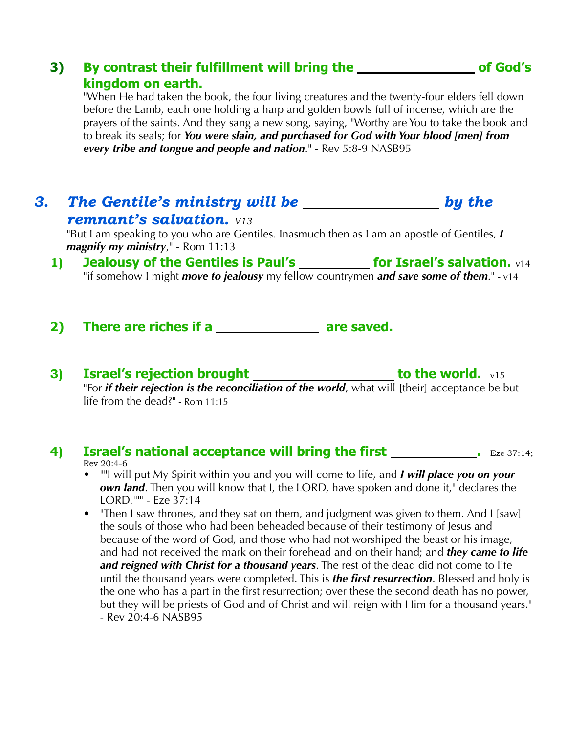**3) By contrast their fulfillment will bring the ________________ of God's kingdom on earth.**

"When He had taken the book, the four living creatures and the twenty-four elders fell down before the Lamb, each one holding a harp and golden bowls full of incense, which are the prayers of the saints. And they sang a new song, saying, "Worthy are You to take the book and to break its seals; for ***You were slain, and purchased for God with Your blood [men] from every tribe and tongue and people and nation***." - Rev 5:8-9 NASB95

## *3. The Gentile's ministry will be ___________________ by the remnant's salvation.* *V13*

"But I am speaking to you who are Gentiles. Inasmuch then as I am an apostle of Gentiles, ***I magnify my ministry***," - Rom 11:13

**1) Jealousy of the Gentiles is Paul's __________ for Israel's salvation.** v14

"if somehow I might ***move to jealousy*** my fellow countrymen ***and save some of them***." - v14

**2) There are riches if a _______________ are saved.**

**3) Israel's rejection brought ____________________ to the world.** v15

"For ***if their rejection is the reconciliation of the world***, what will [their] acceptance be but life from the dead?" - Rom 11:15

**4) Israel's national acceptance will bring the first _____________.** Eze 37:14; Rev 20:4-6

- ""I will put My Spirit within you and you will come to life, and ***I will place you on your own land***. Then you will know that I, the LORD, have spoken and done it," declares the LORD.'"" - Eze 37:14
- "Then I saw thrones, and they sat on them, and judgment was given to them. And I [saw] the souls of those who had been beheaded because of their testimony of Jesus and because of the word of God, and those who had not worshiped the beast or his image, and had not received the mark on their forehead and on their hand; and ***they came to life and reigned with Christ for a thousand years***. The rest of the dead did not come to life until the thousand years were completed. This is ***the first resurrection***. Blessed and holy is the one who has a part in the first resurrection; over these the second death has no power, but they will be priests of God and of Christ and will reign with Him for a thousand years." - Rev 20:4-6 NASB95